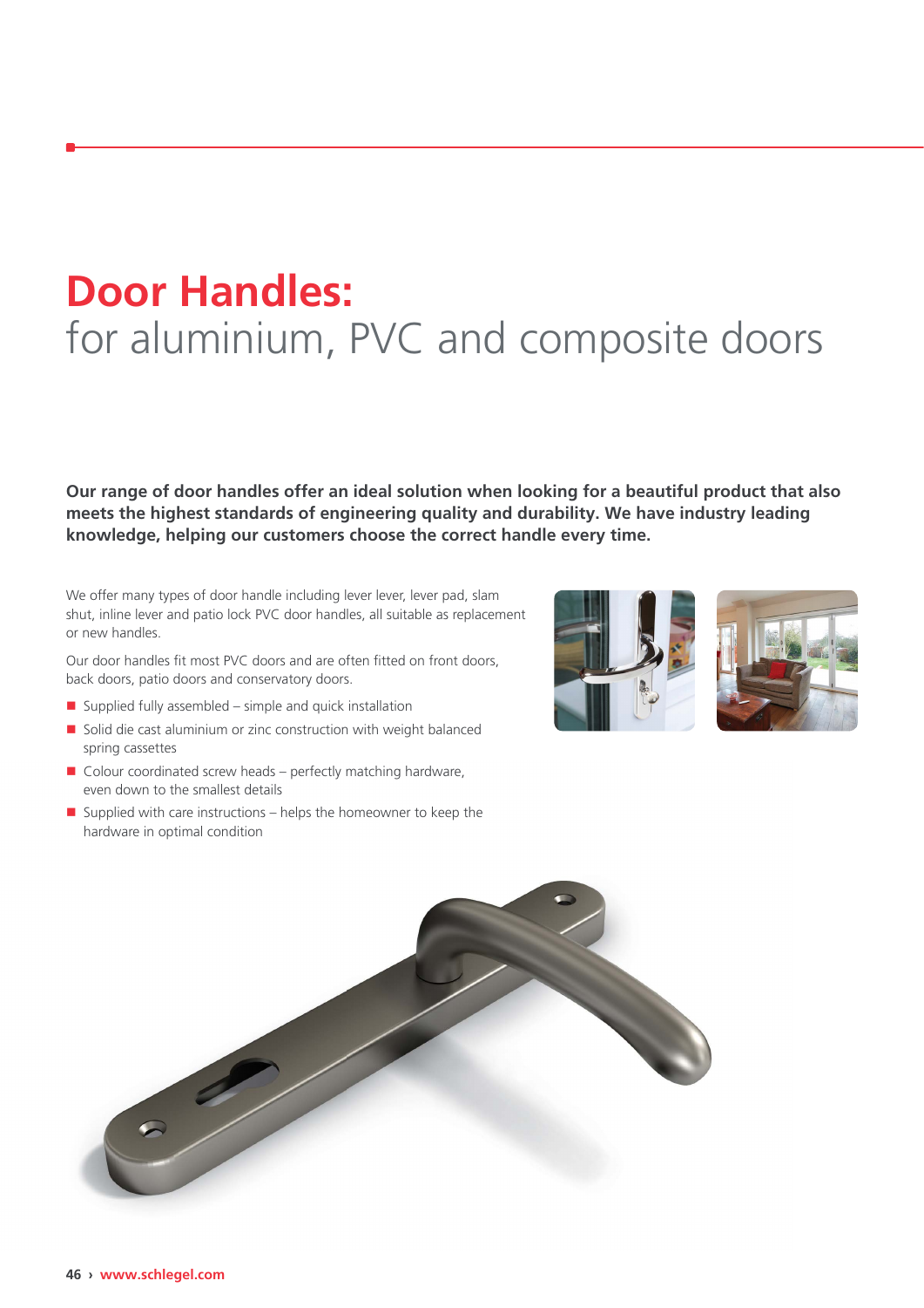# Door Handles:
## for aluminium, PVC and composite doors

**Our range of door handles offer an ideal solution when looking for a beautiful product that also meets the highest standards of engineering quality and durability. We have industry leading knowledge, helping our customers choose the correct handle every time.**

We offer many types of door handle including lever lever, lever pad, slam shut, inline lever and patio lock PVC door handles, all suitable as replacement or new handles.

Our door handles fit most PVC doors and are often fitted on front doors, back doors, patio doors and conservatory doors.

- Supplied fully assembled – simple and quick installation
- Solid die cast aluminium or zinc construction with weight balanced spring cassettes
- Colour coordinated screw heads – perfectly matching hardware, even down to the smallest details
- Supplied with care instructions – helps the homeowner to keep the hardware in optimal condition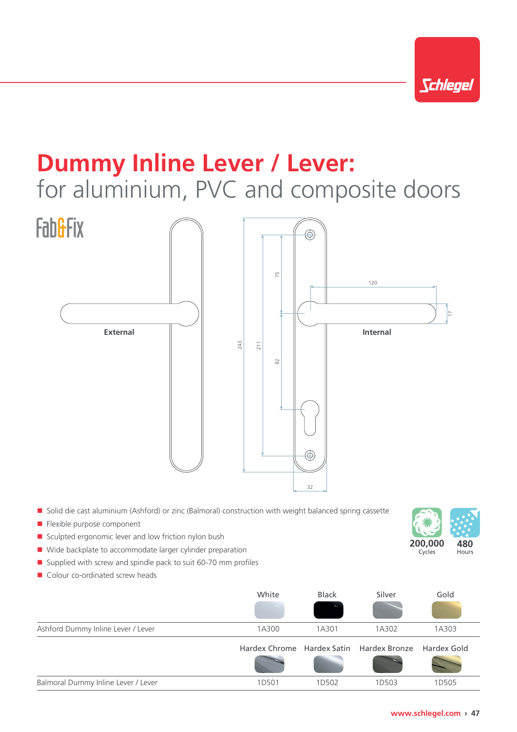# Dummy Inline Lever / Lever:

## for aluminium, PVC and composite doors

Fab&Fix

External

Internal

243

211

75

92

120

17

32

- Solid die cast aluminium (Ashford) or zinc (Balmoral) construction with weight balanced spring cassette
- Flexible purpose component
- Sculpted ergonomic lever and low friction nylon bush
- Wide backplate to accommodate larger cylinder preparation
- Supplied with screw and spindle pack to suit 60-70 mm profiles
- Colour co-ordinated screw heads

200,000 Cycles

480 Hours

| | White | Black | Silver | Gold |
|---|---|---|---|---|
| Ashford Dummy Inline Lever / Lever | 1A300 | 1A301 | 1A302 | 1A303 |
| | **Hardex Chrome** | **Hardex Satin** | **Hardex Bronze** | **Hardex Gold** |
| Balmoral Dummy Inline Lever / Lever | 1D501 | 1D502 | 1D503 | 1D505 |

www.schlegel.com